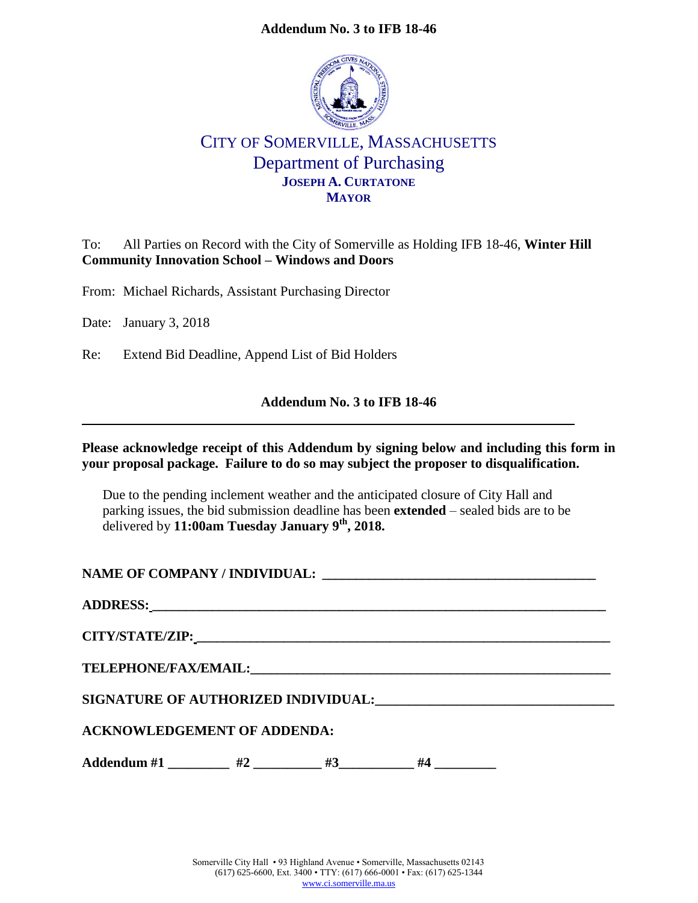**Addendum No. 3 to IFB 18-46**

# CITY OF SOMERVILLE, MASSACHUSETTS
## Department of Purchasing
**JOSEPH A. CURTATONE**
**MAYOR**

To: All Parties on Record with the City of Somerville as Holding IFB 18-46, **Winter Hill Community Innovation School – Windows and Doors**

From: Michael Richards, Assistant Purchasing Director

Date: January 3, 2018

Re: Extend Bid Deadline, Append List of Bid Holders

**Addendum No. 3 to IFB 18-46**

---

**Please acknowledge receipt of this Addendum by signing below and including this form in your proposal package. Failure to do so may subject the proposer to disqualification.**

Due to the pending inclement weather and the anticipated closure of City Hall and parking issues, the bid submission deadline has been **extended** – sealed bids are to be delivered by **11:00am Tuesday January 9th, 2018.**

**NAME OF COMPANY / INDIVIDUAL:** ________________________________________

**ADDRESS:** ________________________________________________________________

**CITY/STATE/ZIP:** ___________________________________________________________

**TELEPHONE/FAX/EMAIL:** ____________________________________________________

**SIGNATURE OF AUTHORIZED INDIVIDUAL:** ________________________________

**ACKNOWLEDGEMENT OF ADDENDA:**

**Addendum #1** _________ **#2** __________ **#3** ___________ **#4** _________

Somerville City Hall • 93 Highland Avenue • Somerville, Massachusetts 02143
(617) 625-6600, Ext. 3400 • TTY: (617) 666-0001 • Fax: (617) 625-1344
www.ci.somerville.ma.us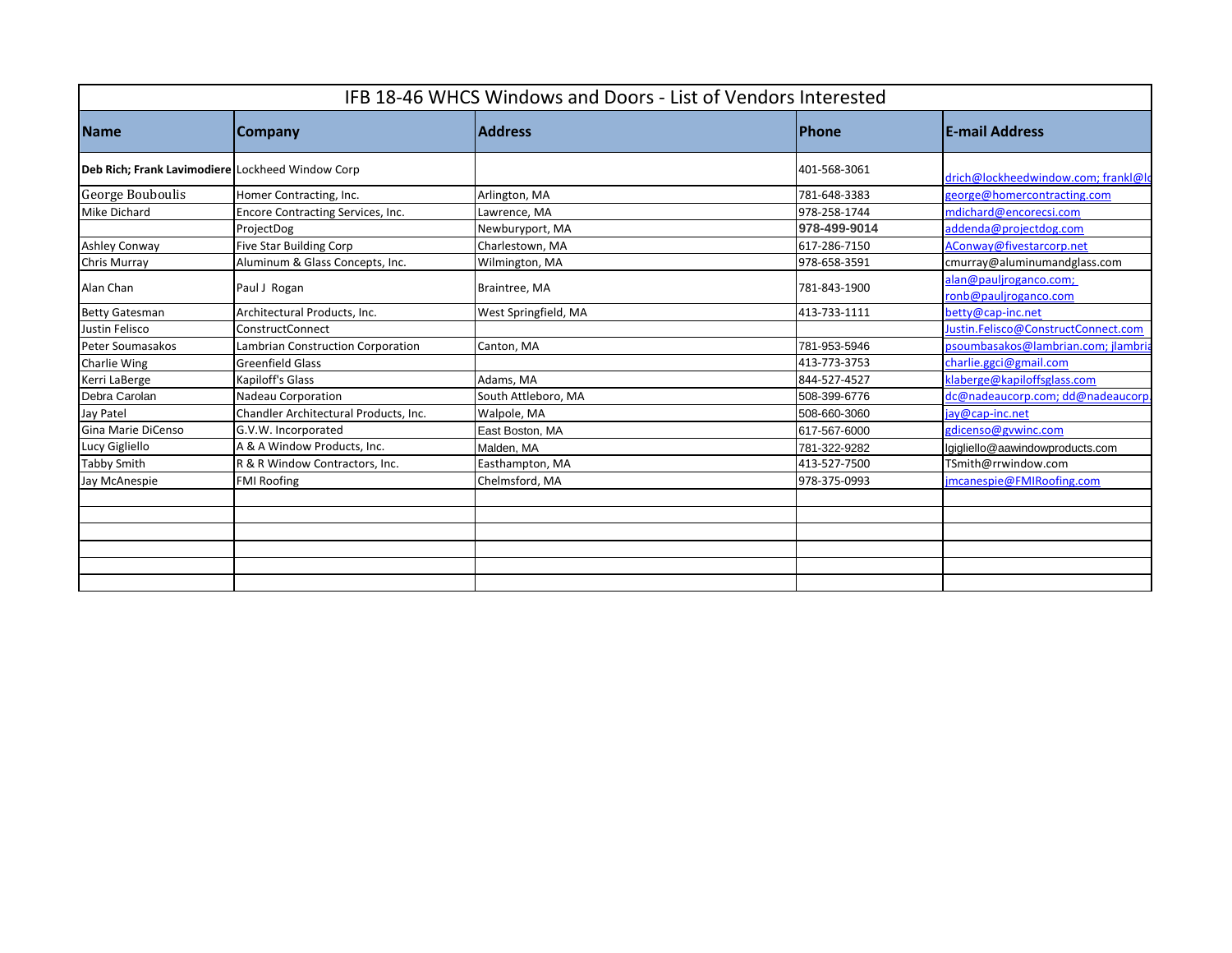| IFB 18-46 WHCS Windows and Doors - List of Vendors Interested | | | | |
|---|---|---|---|---|
| **Name** | **Company** | **Address** | **Phone** | **E-mail Address** |
| **Deb Rich; Frank Lavimodiere** | Lockheed Window Corp | | 401-568-3061 | drich@lockheedwindow.com; frankl@lo |
| George Bouboulis | Homer Contracting, Inc. | Arlington, MA | 781-648-3383 | george@homercontracting.com |
| Mike Dichard | Encore Contracting Services, Inc. | Lawrence, MA | 978-258-1744 | mdichard@encorecsi.com |
| | ProjectDog | Newburyport, MA | 978-499-9014 | addenda@projectdog.com |
| Ashley Conway | Five Star Building Corp | Charlestown, MA | 617-286-7150 | AConway@fivestarcorp.net |
| Chris Murray | Aluminum & Glass Concepts, Inc. | Wilmington, MA | 978-658-3591 | cmurray@aluminumandglass.com |
| Alan Chan | Paul J Rogan | Braintree, MA | 781-843-1900 | alan@pauljroganco.com; ronb@pauljroganco.com |
| Betty Gatesman | Architectural Products, Inc. | West Springfield, MA | 413-733-1111 | betty@cap-inc.net |
| Justin Felisco | ConstructConnect | | | Justin.Felisco@ConstructConnect.com |
| Peter Soumasakos | Lambrian Construction Corporation | Canton, MA | 781-953-5946 | psoumbasakos@lambrian.com; jlambria |
| Charlie Wing | Greenfield Glass | | 413-773-3753 | charlie.ggci@gmail.com |
| Kerri LaBerge | Kapiloff's Glass | Adams, MA | 844-527-4527 | klaberge@kapiloffsglass.com |
| Debra Carolan | Nadeau Corporation | South Attleboro, MA | 508-399-6776 | dc@nadeaucorp.com; dd@nadeaucorp. |
| Jay Patel | Chandler Architectural Products, Inc. | Walpole, MA | 508-660-3060 | jay@cap-inc.net |
| Gina Marie DiCenso | G.V.W. Incorporated | East Boston, MA | 617-567-6000 | gdicenso@gvwinc.com |
| Lucy Gigliello | A & A Window Products, Inc. | Malden, MA | 781-322-9282 | lgigliello@aawindowproducts.com |
| Tabby Smith | R & R Window Contractors, Inc. | Easthampton, MA | 413-527-7500 | TSmith@rrwindow.com |
| Jay McAnespie | FMI Roofing | Chelmsford, MA | 978-375-0993 | jmcanespie@FMIRoofing.com |
| | | | | |
| | | | | |
| | | | | |
| | | | | |
| | | | | |
| | | | | |